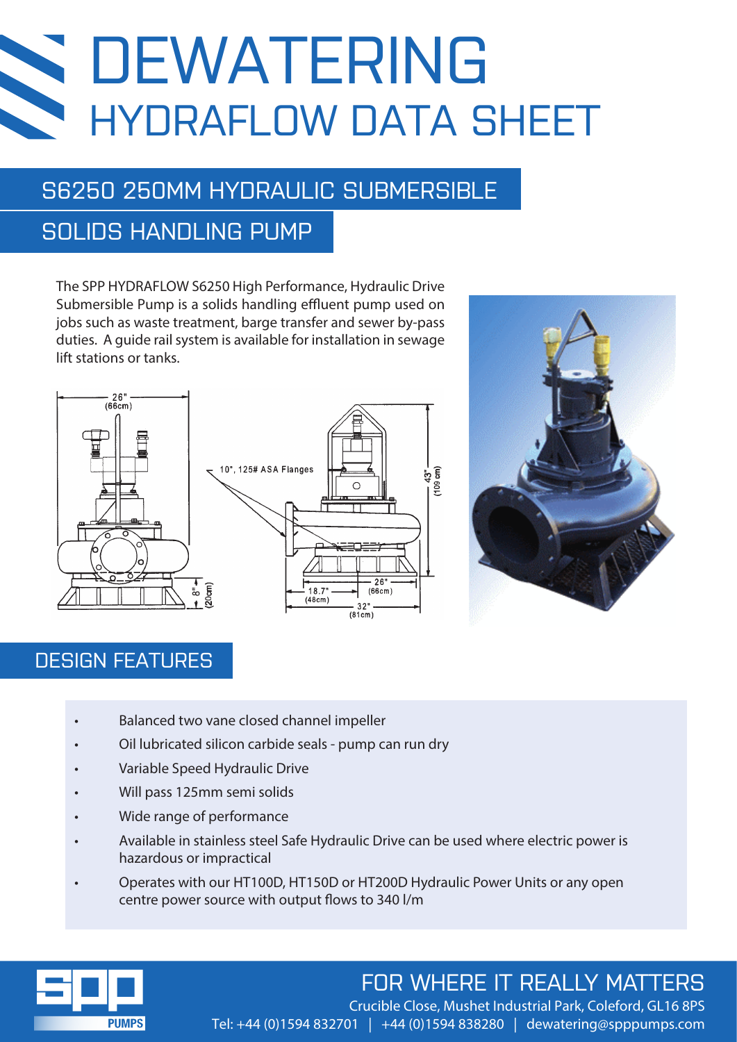# DEWATERING

## HYDRAFLOW DATA SHEET

## S6250 250MM HYDRAULIC SUBMERSIBLE SOLIDS HANDLING PUMP

The SPP HYDRAFLOW S6250 High Performance, Hydraulic Drive Submersible Pump is a solids handling effluent pump used on jobs such as waste treatment, barge transfer and sewer by-pass duties. A guide rail system is available for installation in sewage lift stations or tanks.

26" (66cm)

10", 125# ASA Flanges

43" (109 cm)

8" (20cm)

18.7" (48cm)

26" (66cm)

32" (81cm)

## DESIGN FEATURES

- Balanced two vane closed channel impeller
- Oil lubricated silicon carbide seals - pump can run dry
- Variable Speed Hydraulic Drive
- Will pass 125mm semi solids
- Wide range of performance
- Available in stainless steel Safe Hydraulic Drive can be used where electric power is hazardous or impractical
- Operates with our HT100D, HT150D or HT200D Hydraulic Power Units or any open centre power source with output flows to 340 l/m

FOR WHERE IT REALLY MATTERS

Crucible Close, Mushet Industrial Park, Coleford, GL16 8PS

Tel: +44 (0)1594 832701 | +44 (0)1594 838280 | dewatering@spppumps.com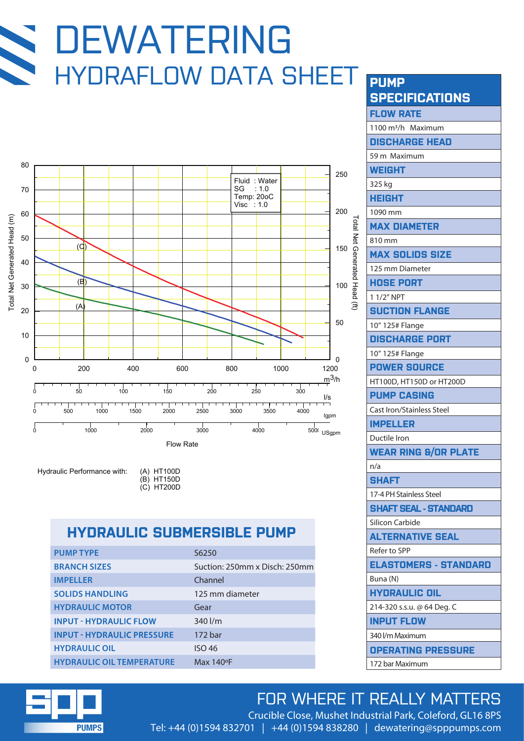# DEWATERING

## HYDRAFLOW DATA SHEET

Fluid : Water
SG : 1.0
Temp: 20oC
Visc : 1.0

Total Net Generated Head (m)

80
70
60
50
40
30
20
10
0

Total Net Generated Head (ft)

250
200
150
100
50
0

(C)
(B)
(A)

0 200 400 600 800 1000 1200 $m^3/h$

0 50 100 150 200 250 300 l/s

0 500 1000 1500 2000 2500 3000 3500 4000 Igpm

0 1000 2000 3000 4000 5000 USgpm

Flow Rate

Hydraulic Performance with: (A) HT100D
(B) HT150D
(C) HT200D

## HYDRAULIC SUBMERSIBLE PUMP

| | |
|---|---|
| PUMP TYPE | S6250 |
| BRANCH SIZES | Suction: 250mm x Disch: 250mm |
| IMPELLER | Channel |
| SOLIDS HANDLING | 125 mm diameter |
| HYDRAULIC MOTOR | Gear |
| INPUT - HYDRAULIC FLOW | 340 l/m |
| INPUT - HYDRAULIC PRESSURE | 172 bar |
| HYDRAULIC OIL | ISO 46 |
| HYDRAULIC OIL TEMPERATURE | Max 140ºF |

## PUMP SPECIFICATIONS

**FLOW RATE**
1100 m³/h Maximum

**DISCHARGE HEAD**
59 m Maximum

**WEIGHT**
325 kg

**HEIGHT**
1090 mm

**MAX DIAMETER**
810 mm

**MAX SOLIDS SIZE**
125 mm Diameter

**HOSE PORT**
1 1/2" NPT

**SUCTION FLANGE**
10" 125# Flange

**DISCHARGE PORT**
10" 125# Flange

**POWER SOURCE**
HT100D, HT150D or HT200D

**PUMP CASING**
Cast Iron/Stainless Steel

**IMPELLER**
Ductile Iron

**WEAR RING &/OR PLATE**
n/a

**SHAFT**
17-4 PH Stainless Steel

**SHAFT SEAL - STANDARD**
Silicon Carbide

**ALTERNATIVE SEAL**
Refer to SPP

**ELASTOMERS - STANDARD**
Buna (N)

**HYDRAULIC OIL**
214-320 s.s.u. @ 64 Deg. C

**INPUT FLOW**
340 l/m Maximum

**OPERATING PRESSURE**
172 bar Maximum

SPP PUMPS

FOR WHERE IT REALLY MATTERS

Crucible Close, Mushet Industrial Park, Coleford, GL16 8PS

Tel: +44 (0)1594 832701 | +44 (0)1594 838280 | dewatering@spppumps.com